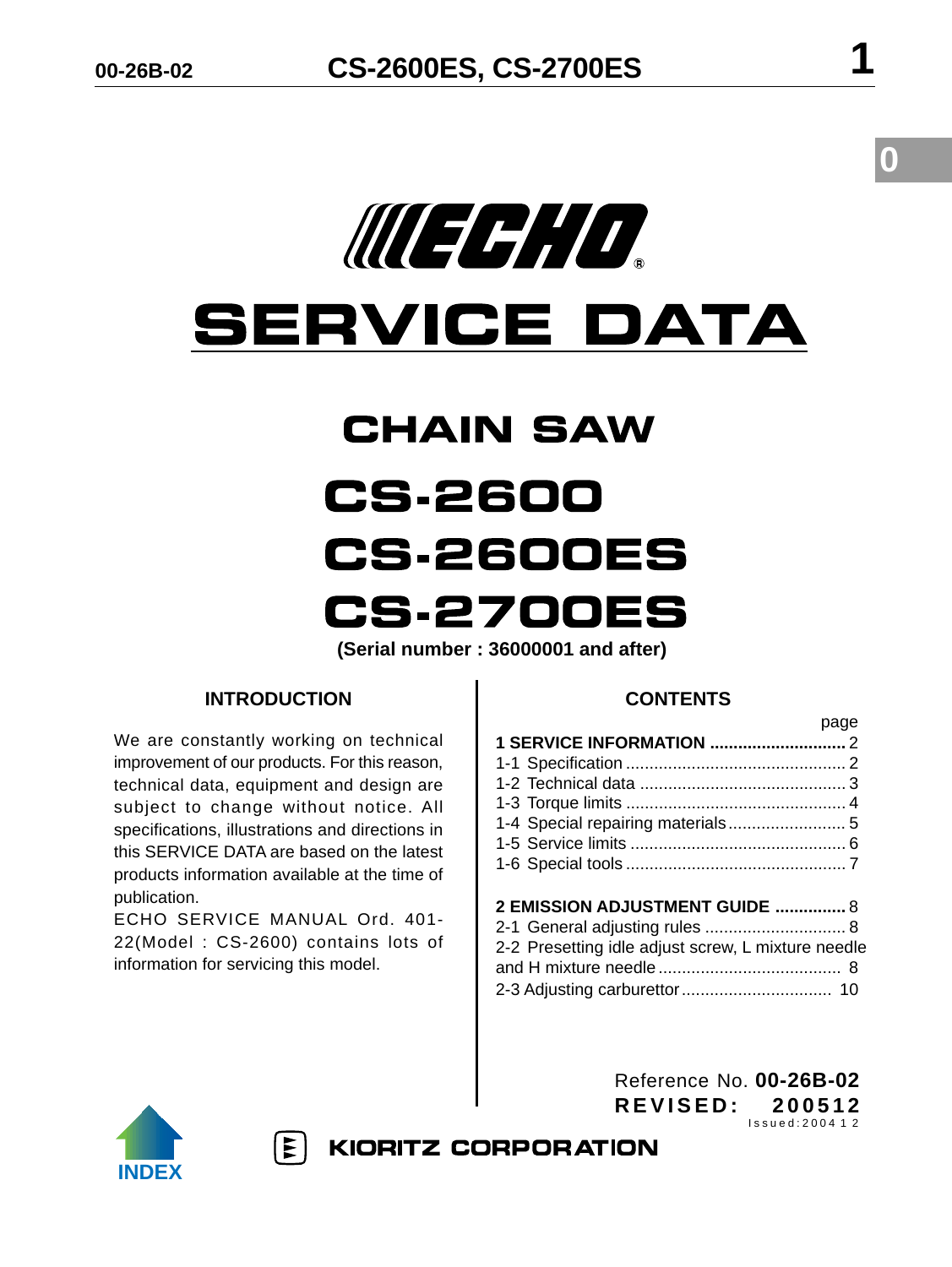# ECHO®

# SERVICE DATA

## CHAIN SAW

## CS-2600
## CS-2600ES
## CS-2700ES

**(Serial number : 36000001 and after)**

### INTRODUCTION

We are constantly working on technical improvement of our products. For this reason, technical data, equipment and design are subject to change without notice. All specifications, illustrations and directions in this SERVICE DATA are based on the latest products information available at the time of publication.

ECHO SERVICE MANUAL Ord. 401-22(Model : CS-2600) contains lots of information for servicing this model.

### CONTENTS

| | page |
|---|---|
| **1 SERVICE INFORMATION** | 2 |
| 1-1 Specification | 2 |
| 1-2 Technical data | 3 |
| 1-3 Torque limits | 4 |
| 1-4 Special repairing materials | 5 |
| 1-5 Service limits | 6 |
| 1-6 Special tools | 7 |
| **2 EMISSION ADJUSTMENT GUIDE** | 8 |
| 2-1 General adjusting rules | 8 |
| 2-2 Presetting idle adjust screw, L mixture needle and H mixture needle | 8 |
| 2-3 Adjusting carburettor | 10 |

Reference No. **00-26B-02**
**REVISED: 200512**
Issued:2004 1 2

INDEX

**KIORITZ CORPORATION**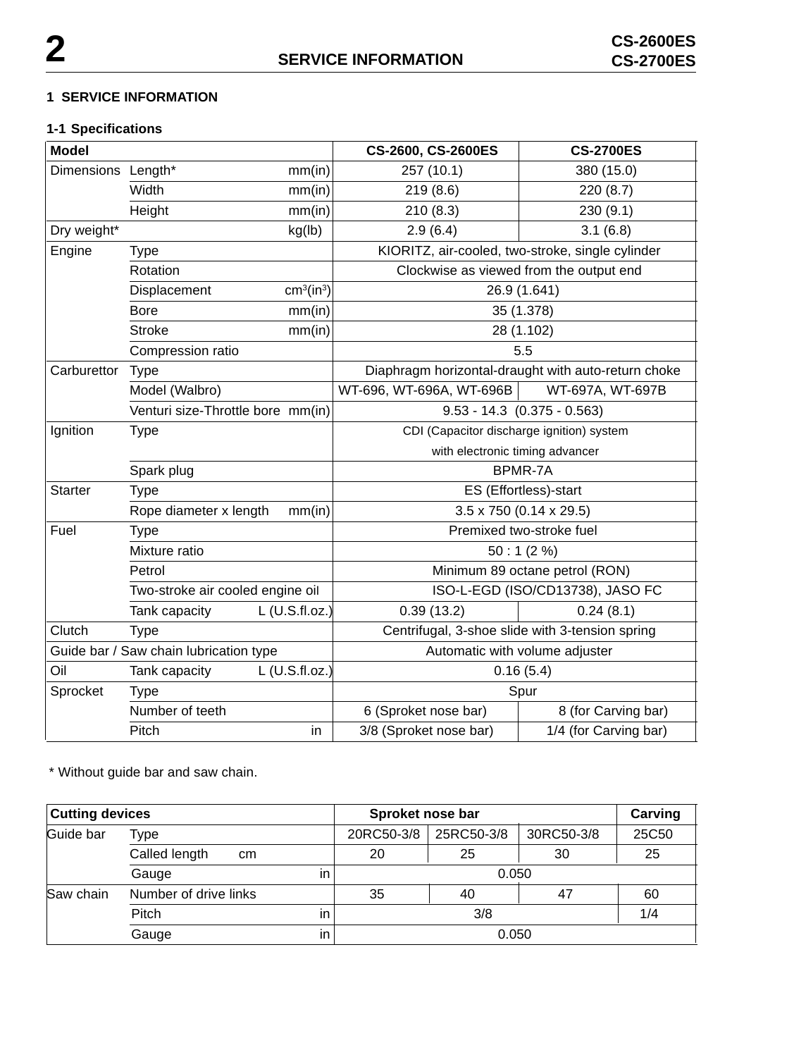# 1 SERVICE INFORMATION

## 1-1 Specifications

| Model | | | CS-2600, CS-2600ES | CS-2700ES |
|---|---|---|---|---|
| Dimensions | Length* | mm(in) | 257 (10.1) | 380 (15.0) |
| | Width | mm(in) | 219 (8.6) | 220 (8.7) |
| | Height | mm(in) | 210 (8.3) | 230 (9.1) |
| Dry weight* | | kg(lb) | 2.9 (6.4) | 3.1 (6.8) |
| Engine | Type | | KIORITZ, air-cooled, two-stroke, single cylinder | |
| | Rotation | | Clockwise as viewed from the output end | |
| | Displacement | $cm^3(in^3)$ | 26.9 (1.641) | |
| | Bore | mm(in) | 35 (1.378) | |
| | Stroke | mm(in) | 28 (1.102) | |
| | Compression ratio | | 5.5 | |
| Carburettor | Type | | Diaphragm horizontal-draught with auto-return choke | |
| | Model (Walbro) | | WT-696, WT-696A, WT-696B | WT-697A, WT-697B |
| | Venturi size-Throttle bore | mm(in) | 9.53 - 14.3 (0.375 - 0.563) | |
| Ignition | Type | | CDI (Capacitor discharge ignition) system with electronic timing advancer | |
| | Spark plug | | BPMR-7A | |
| Starter | Type | | ES (Effortless)-start | |
| | Rope diameter x length | mm(in) | 3.5 x 750 (0.14 x 29.5) | |
| Fuel | Type | | Premixed two-stroke fuel | |
| | Mixture ratio | | 50 : 1 (2 %) | |
| | Petrol | | Minimum 89 octane petrol (RON) | |
| | Two-stroke air cooled engine oil | | ISO-L-EGD (ISO/CD13738), JASO FC | |
| | Tank capacity | L (U.S.fl.oz.) | 0.39 (13.2) | 0.24 (8.1) |
| Clutch | Type | | Centrifugal, 3-shoe slide with 3-tension spring | |
| Guide bar / Saw chain lubrication type | | | Automatic with volume adjuster | |
| Oil | Tank capacity | L (U.S.fl.oz.) | 0.16 (5.4) | |
| Sprocket | Type | | Spur | |
| | Number of teeth | | 6 (Sproket nose bar) | 8 (for Carving bar) |
| | Pitch | in | 3/8 (Sproket nose bar) | 1/4 (for Carving bar) |

* Without guide bar and saw chain.

| Cutting devices | | | Sproket nose bar | | | Carving |
|---|---|---|---|---|---|---|
| Guide bar | Type | | 20RC50-3/8 | 25RC50-3/8 | 30RC50-3/8 | 25C50 |
| | Called length | cm | 20 | 25 | 30 | 25 |
| | Gauge | in | 0.050 | | | |
| Saw chain | Number of drive links | | 35 | 40 | 47 | 60 |
| | Pitch | in | 3/8 | | | 1/4 |
| | Gauge | in | 0.050 | | | |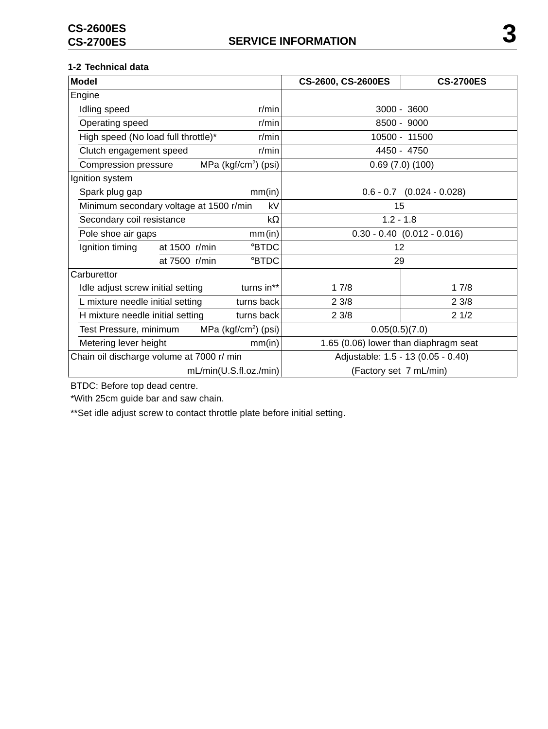## 1-2 Technical data

| Model | | CS-2600, CS-2600ES | CS-2700ES |
|---|---|---|---|
| **Engine** | | | |
| Idling speed | r/min | 3000 - 3600 | |
| Operating speed | r/min | 8500 - 9000 | |
| High speed (No load full throttle)* | r/min | 10500 - 11500 | |
| Clutch engagement speed | r/min | 4450 - 4750 | |
| Compression pressure | MPa (kgf/cm$^2$) (psi) | 0.69 (7.0) (100) | |
| **Ignition system** | | | |
| Spark plug gap | mm(in) | 0.6 - 0.7 (0.024 - 0.028) | |
| Minimum secondary voltage at 1500 r/min | kV | 15 | |
| Secondary coil resistance | kΩ | 1.2 - 1.8 | |
| Pole shoe air gaps | mm (in) | 0.30 - 0.40 (0.012 - 0.016) | |
| Ignition timing at 1500 r/min | °BTDC | 12 | |
| Ignition timing at 7500 r/min | °BTDC | 29 | |
| **Carburettor** | | | |
| Idle adjust screw initial setting | turns in** | 1 7/8 | 1 7/8 |
| L mixture needle initial setting | turns back | 2 3/8 | 2 3/8 |
| H mixture needle initial setting | turns back | 2 3/8 | 2 1/2 |
| Test Pressure, minimum | MPa (kgf/cm$^2$) (psi) | 0.05(0.5)(7.0) | |
| Metering lever height | mm(in) | 1.65 (0.06) lower than diaphragm seat | |
| Chain oil discharge volume at 7000 r/ min | mL/min(U.S.fl.oz./min) | Adjustable: 1.5 - 13 (0.05 - 0.40) (Factory set 7 mL/min) | |

BTDC: Before top dead centre.

*With 25cm guide bar and saw chain.

**Set idle adjust screw to contact throttle plate before initial setting.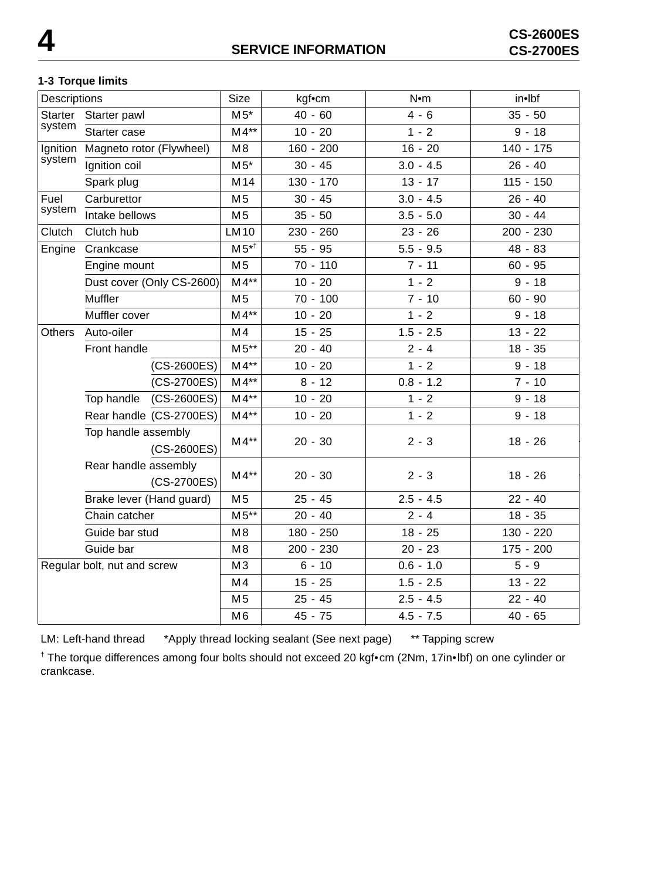## 1-3 Torque limits

| Descriptions | | | Size | kgf•cm | N•m | in•lbf |
|---|---|---|---|---|---|---|
| Starter system | Starter pawl | | M5* | 40 - 60 | 4 - 6 | 35 - 50 |
| | Starter case | | M4** | 10 - 20 | 1 - 2 | 9 - 18 |
| Ignition system | Magneto rotor (Flywheel) | | M8 | 160 - 200 | 16 - 20 | 140 - 175 |
| | Ignition coil | | M5* | 30 - 45 | 3.0 - 4.5 | 26 - 40 |
| | Spark plug | | M14 | 130 - 170 | 13 - 17 | 115 - 150 |
| Fuel system | Carburettor | | M5 | 30 - 45 | 3.0 - 4.5 | 26 - 40 |
| | Intake bellows | | M5 | 35 - 50 | 3.5 - 5.0 | 30 - 44 |
| Clutch | Clutch hub | | LM10 | 230 - 260 | 23 - 26 | 200 - 230 |
| Engine | Crankcase | | M5*† | 55 - 95 | 5.5 - 9.5 | 48 - 83 |
| | Engine mount | | M5 | 70 - 110 | 7 - 11 | 60 - 95 |
| | Dust cover (Only CS-2600) | | M4** | 10 - 20 | 1 - 2 | 9 - 18 |
| | Muffler | | M5 | 70 - 100 | 7 - 10 | 60 - 90 |
| | Muffler cover | | M4** | 10 - 20 | 1 - 2 | 9 - 18 |
| Others | Auto-oiler | | M4 | 15 - 25 | 1.5 - 2.5 | 13 - 22 |
| | Front handle | | M5** | 20 - 40 | 2 - 4 | 18 - 35 |
| | | (CS-2600ES) | M4** | 10 - 20 | 1 - 2 | 9 - 18 |
| | | (CS-2700ES) | M4** | 8 - 12 | 0.8 - 1.2 | 7 - 10 |
| | Top handle | (CS-2600ES) | M4** | 10 - 20 | 1 - 2 | 9 - 18 |
| | Rear handle | (CS-2700ES) | M4** | 10 - 20 | 1 - 2 | 9 - 18 |
| | Top handle assembly | (CS-2600ES) | M4** | 20 - 30 | 2 - 3 | 18 - 26 |
| | Rear handle assembly | (CS-2700ES) | M4** | 20 - 30 | 2 - 3 | 18 - 26 |
| | Brake lever (Hand guard) | | M5 | 25 - 45 | 2.5 - 4.5 | 22 - 40 |
| | Chain catcher | | M5** | 20 - 40 | 2 - 4 | 18 - 35 |
| | Guide bar stud | | M8 | 180 - 250 | 18 - 25 | 130 - 220 |
| | Guide bar | | M8 | 200 - 230 | 20 - 23 | 175 - 200 |
| Regular bolt, nut and screw | | | M3 | 6 - 10 | 0.6 - 1.0 | 5 - 9 |
| | | | M4 | 15 - 25 | 1.5 - 2.5 | 13 - 22 |
| | | | M5 | 25 - 45 | 2.5 - 4.5 | 22 - 40 |
| | | | M6 | 45 - 75 | 4.5 - 7.5 | 40 - 65 |

LM: Left-hand thread *Apply thread locking sealant (See next page) ** Tapping screw

† The torque differences among four bolts should not exceed 20 kgf•cm (2Nm, 17in•lbf) on one cylinder or crankcase.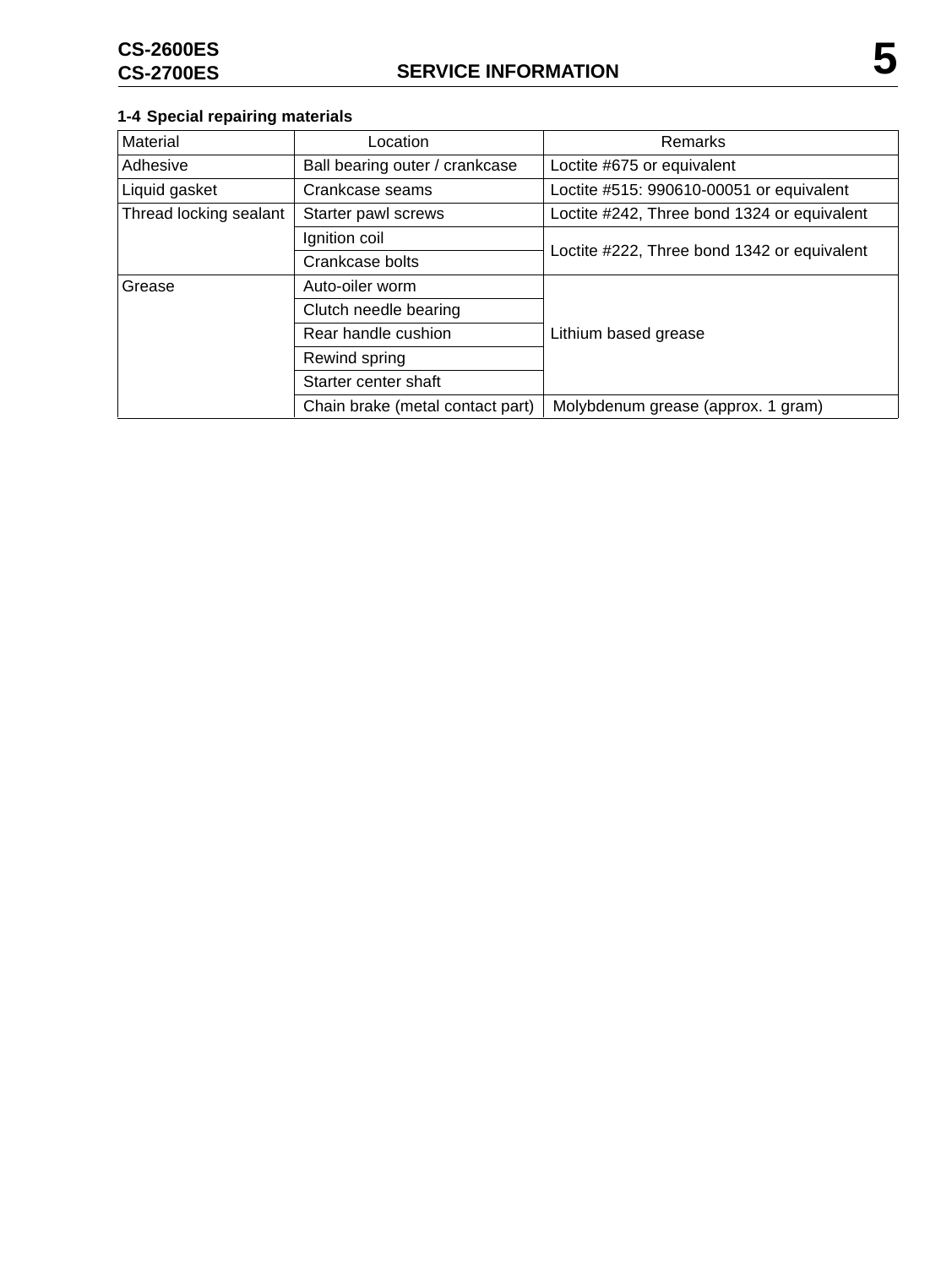## 1-4 Special repairing materials

| Material | Location | Remarks |
|---|---|---|
| Adhesive | Ball bearing outer / crankcase | Loctite #675 or equivalent |
| Liquid gasket | Crankcase seams | Loctite #515: 990610-00051 or equivalent |
| Thread locking sealant | Starter pawl screws | Loctite #242, Three bond 1324 or equivalent |
| | Ignition coil | Loctite #222, Three bond 1342 or equivalent |
| | Crankcase bolts | |
| Grease | Auto-oiler worm | Lithium based grease |
| | Clutch needle bearing | |
| | Rear handle cushion | |
| | Rewind spring | |
| | Starter center shaft | |
| | Chain brake (metal contact part) | Molybdenum grease (approx. 1 gram) |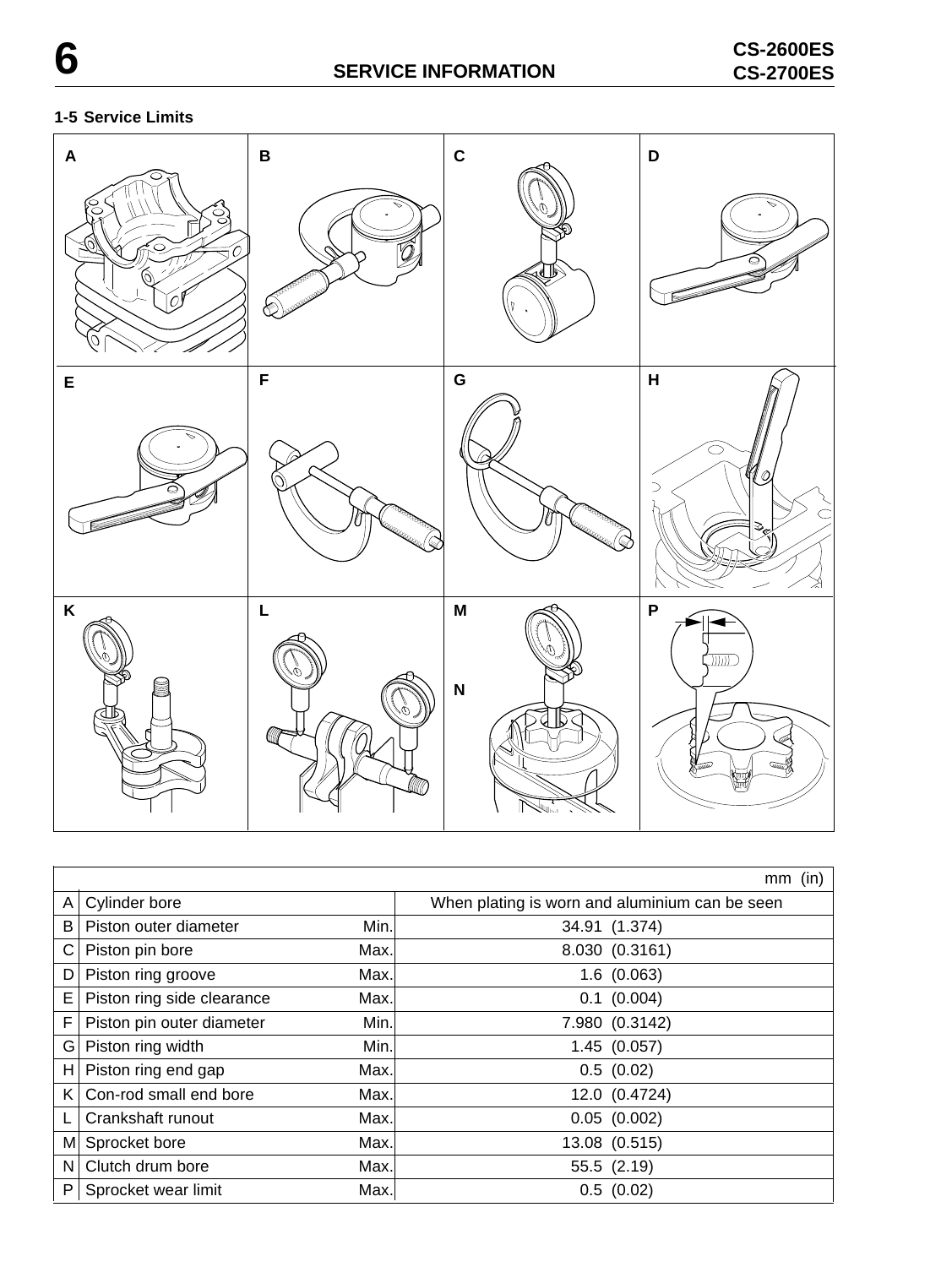## 1-5 Service Limits

|  |  |  | mm (in) |
|---|---|---|---|
| A | Cylinder bore |  | When plating is worn and aluminium can be seen |
| B | Piston outer diameter | Min. | 34.91 (1.374) |
| C | Piston pin bore | Max. | 8.030 (0.3161) |
| D | Piston ring groove | Max. | 1.6 (0.063) |
| E | Piston ring side clearance | Max. | 0.1 (0.004) |
| F | Piston pin outer diameter | Min. | 7.980 (0.3142) |
| G | Piston ring width | Min. | 1.45 (0.057) |
| H | Piston ring end gap | Max. | 0.5 (0.02) |
| K | Con-rod small end bore | Max. | 12.0 (0.4724) |
| L | Crankshaft runout | Max. | 0.05 (0.002) |
| M | Sprocket bore | Max. | 13.08 (0.515) |
| N | Clutch drum bore | Max. | 55.5 (2.19) |
| P | Sprocket wear limit | Max. | 0.5 (0.02) |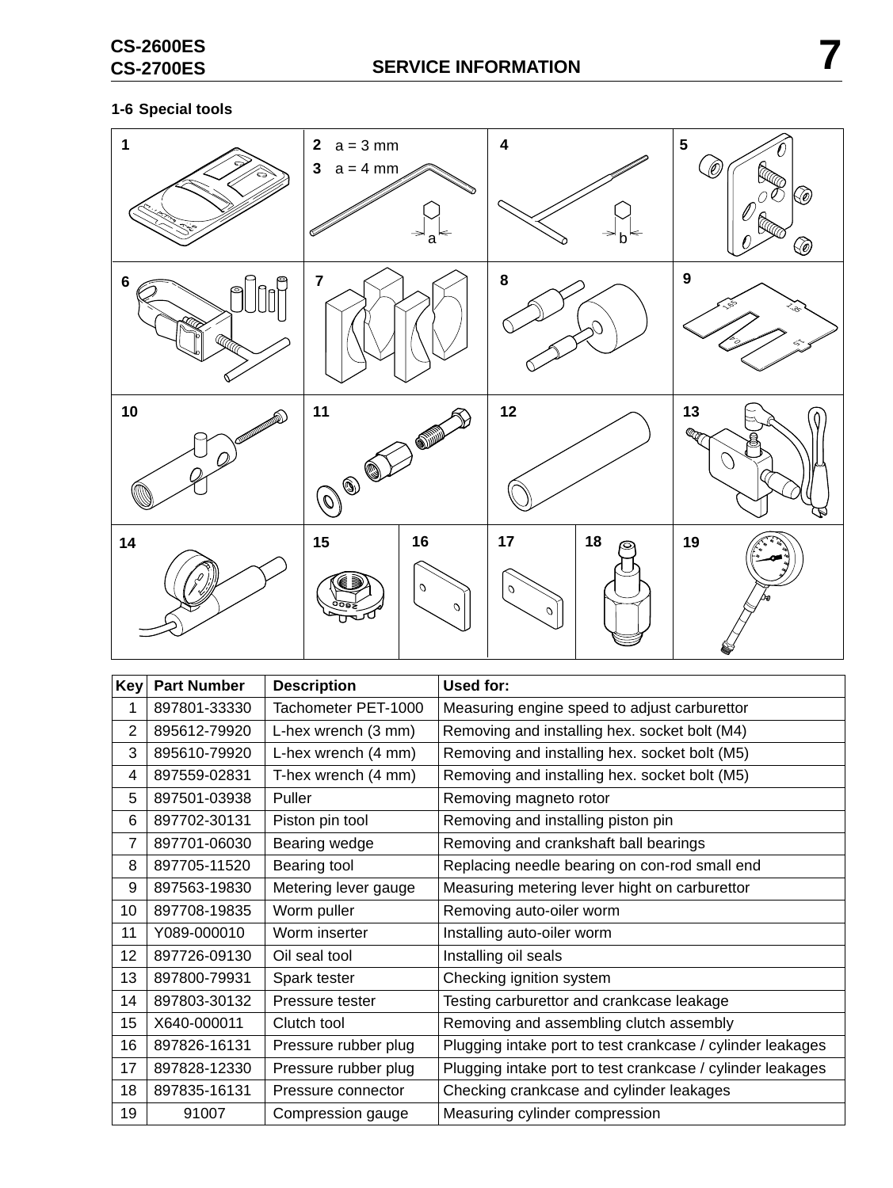## 1-6 Special tools

1

2 a = 3 mm
3 a = 4 mm

4

5

6

7

8

9

10

11

12

13

14

15

16

17

18

19

| Key | Part Number | Description | Used for: |
|---|---|---|---|
| 1 | 897801-33330 | Tachometer PET-1000 | Measuring engine speed to adjust carburettor |
| 2 | 895612-79920 | L-hex wrench (3 mm) | Removing and installing hex. socket bolt (M4) |
| 3 | 895610-79920 | L-hex wrench (4 mm) | Removing and installing hex. socket bolt (M5) |
| 4 | 897559-02831 | T-hex wrench (4 mm) | Removing and installing hex. socket bolt (M5) |
| 5 | 897501-03938 | Puller | Removing magneto rotor |
| 6 | 897702-30131 | Piston pin tool | Removing and installing piston pin |
| 7 | 897701-06030 | Bearing wedge | Removing and crankshaft ball bearings |
| 8 | 897705-11520 | Bearing tool | Replacing needle bearing on con-rod small end |
| 9 | 897563-19830 | Metering lever gauge | Measuring metering lever hight on carburettor |
| 10 | 897708-19835 | Worm puller | Removing auto-oiler worm |
| 11 | Y089-000010 | Worm inserter | Installing auto-oiler worm |
| 12 | 897726-09130 | Oil seal tool | Installing oil seals |
| 13 | 897800-79931 | Spark tester | Checking ignition system |
| 14 | 897803-30132 | Pressure tester | Testing carburettor and crankcase leakage |
| 15 | X640-000011 | Clutch tool | Removing and assembling clutch assembly |
| 16 | 897826-16131 | Pressure rubber plug | Plugging intake port to test crankcase / cylinder leakages |
| 17 | 897828-12330 | Pressure rubber plug | Plugging intake port to test crankcase / cylinder leakages |
| 18 | 897835-16131 | Pressure connector | Checking crankcase and cylinder leakages |
| 19 | 91007 | Compression gauge | Measuring cylinder compression |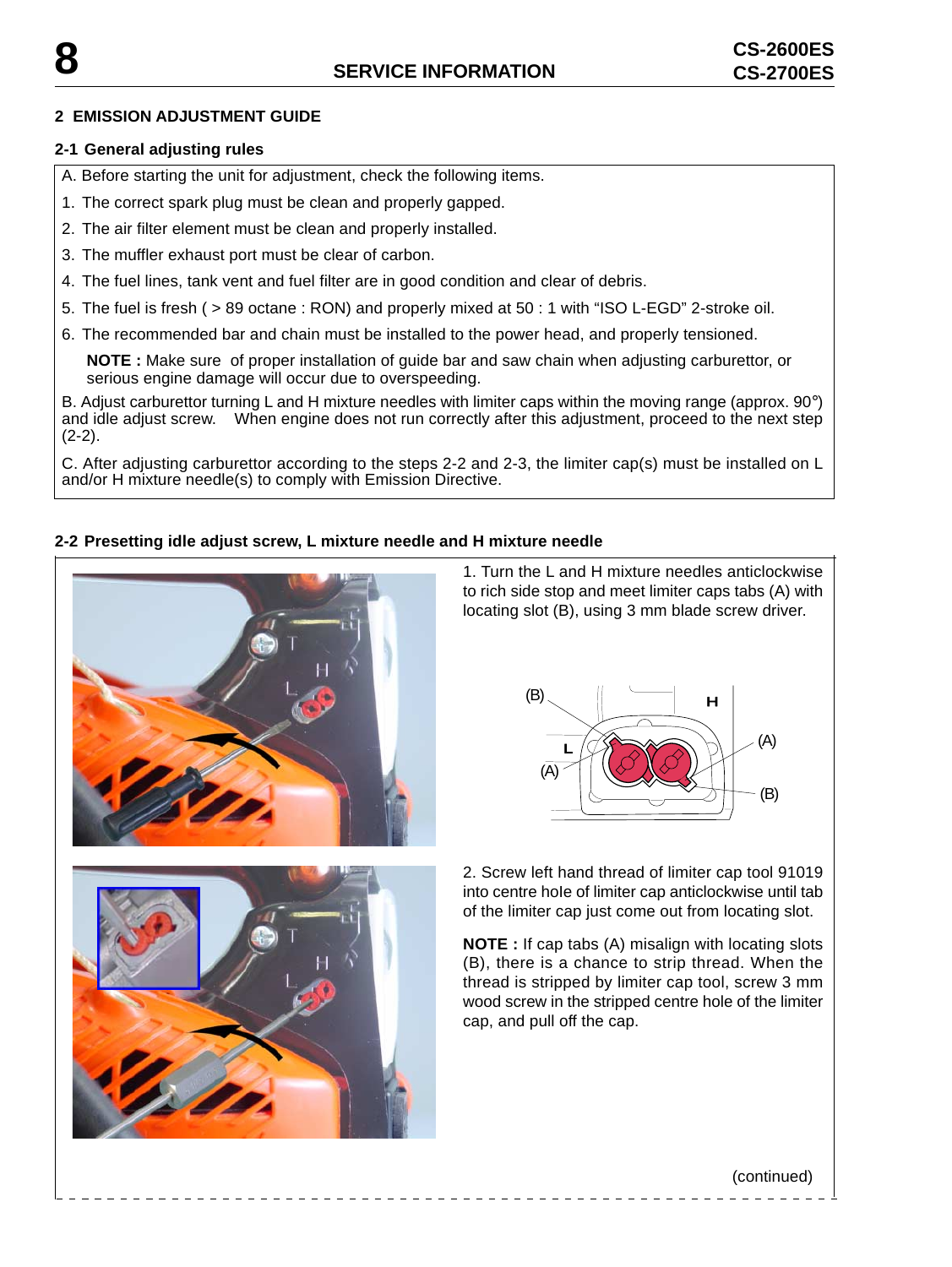## 2 EMISSION ADJUSTMENT GUIDE

### 2-1 General adjusting rules

A. Before starting the unit for adjustment, check the following items.

1. The correct spark plug must be clean and properly gapped.
2. The air filter element must be clean and properly installed.
3. The muffler exhaust port must be clear of carbon.
4. The fuel lines, tank vent and fuel filter are in good condition and clear of debris.
5. The fuel is fresh ( > 89 octane : RON) and properly mixed at 50 : 1 with “ISO L-EGD” 2-stroke oil.
6. The recommended bar and chain must be installed to the power head, and properly tensioned.

   **NOTE :** Make sure of proper installation of guide bar and saw chain when adjusting carburettor, or serious engine damage will occur due to overspeeding.

B. Adjust carburettor turning L and H mixture needles with limiter caps within the moving range (approx. 90°) and idle adjust screw. When engine does not run correctly after this adjustment, proceed to the next step (2-2).

C. After adjusting carburettor according to the steps 2-2 and 2-3, the limiter cap(s) must be installed on L and/or H mixture needle(s) to comply with Emission Directive.

### 2-2 Presetting idle adjust screw, L mixture needle and H mixture needle

1. Turn the L and H mixture needles anticlockwise to rich side stop and meet limiter caps tabs (A) with locating slot (B), using 3 mm blade screw driver.

2. Screw left hand thread of limiter cap tool 91019 into centre hole of limiter cap anticlockwise until tab of the limiter cap just come out from locating slot.

**NOTE :** If cap tabs (A) misalign with locating slots (B), there is a chance to strip thread. When the thread is stripped by limiter cap tool, screw 3 mm wood screw in the stripped centre hole of the limiter cap, and pull off the cap.

(continued)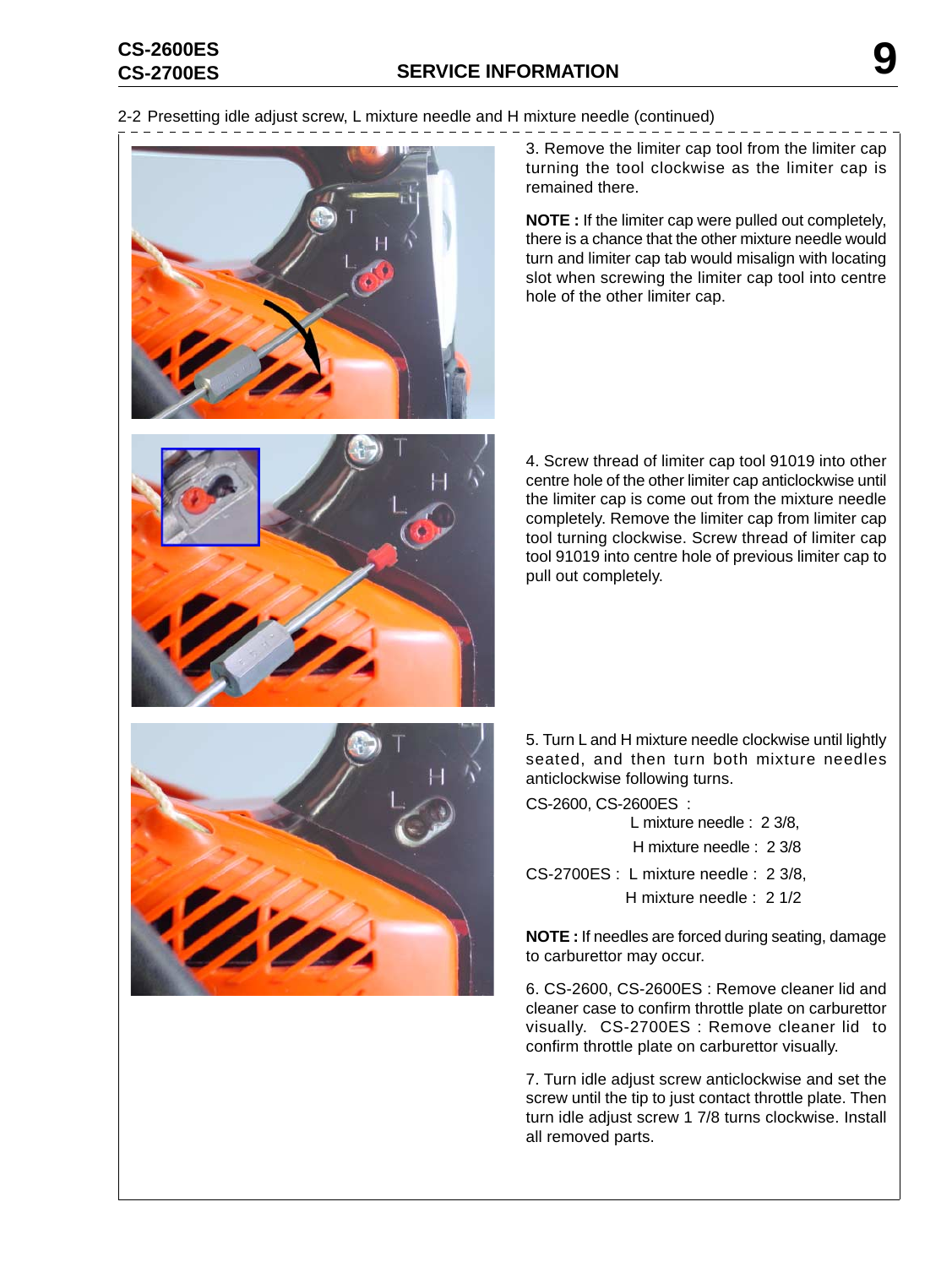2-2 Presetting idle adjust screw, L mixture needle and H mixture needle (continued)

3. Remove the limiter cap tool from the limiter cap turning the tool clockwise as the limiter cap is remained there.

**NOTE :** If the limiter cap were pulled out completely, there is a chance that the other mixture needle would turn and limiter cap tab would misalign with locating slot when screwing the limiter cap tool into centre hole of the other limiter cap.

4. Screw thread of limiter cap tool 91019 into other centre hole of the other limiter cap anticlockwise until the limiter cap is come out from the mixture needle completely. Remove the limiter cap from limiter cap tool turning clockwise. Screw thread of limiter cap tool 91019 into centre hole of previous limiter cap to pull out completely.

5. Turn L and H mixture needle clockwise until lightly seated, and then turn both mixture needles anticlockwise following turns.

CS-2600, CS-2600ES :
L mixture needle : 2 3/8,
H mixture needle : 2 3/8

CS-2700ES : L mixture needle : 2 3/8,
H mixture needle : 2 1/2

**NOTE :** If needles are forced during seating, damage to carburettor may occur.

6. CS-2600, CS-2600ES : Remove cleaner lid and cleaner case to confirm throttle plate on carburettor visually. CS-2700ES : Remove cleaner lid to confirm throttle plate on carburettor visually.

7. Turn idle adjust screw anticlockwise and set the screw until the tip to just contact throttle plate. Then turn idle adjust screw 1 7/8 turns clockwise. Install all removed parts.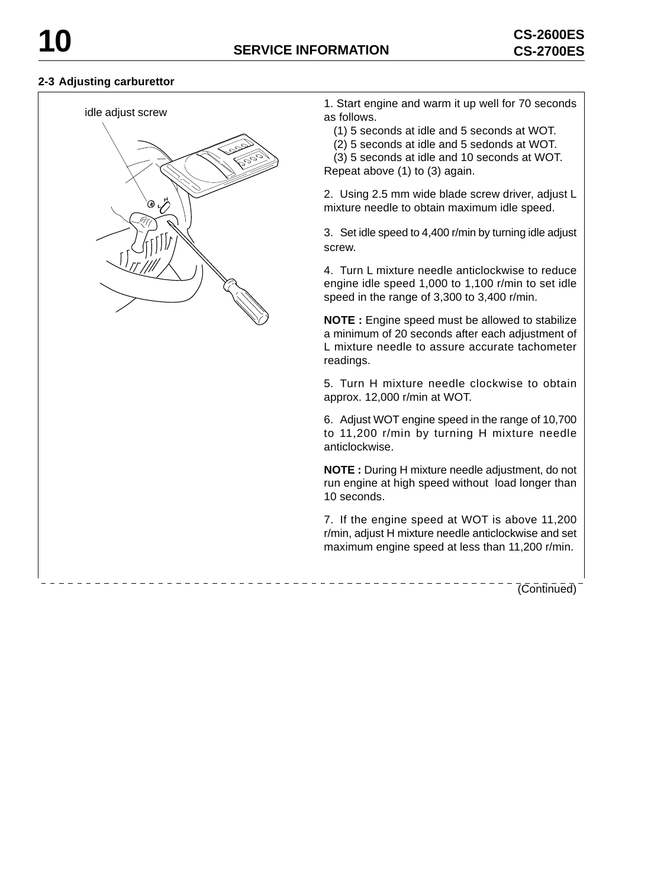## 2-3 Adjusting carburettor

idle adjust screw

1. Start engine and warm it up well for 70 seconds as follows.
   (1) 5 seconds at idle and 5 seconds at WOT.
   (2) 5 seconds at idle and 5 sedonds at WOT.
   (3) 5 seconds at idle and 10 seconds at WOT.
   Repeat above (1) to (3) again.

2. Using 2.5 mm wide blade screw driver, adjust L mixture needle to obtain maximum idle speed.

3. Set idle speed to 4,400 r/min by turning idle adjust screw.

4. Turn L mixture needle anticlockwise to reduce engine idle speed 1,000 to 1,100 r/min to set idle speed in the range of 3,300 to 3,400 r/min.

**NOTE :** Engine speed must be allowed to stabilize a minimum of 20 seconds after each adjustment of L mixture needle to assure accurate tachometer readings.

5. Turn H mixture needle clockwise to obtain approx. 12,000 r/min at WOT.

6. Adjust WOT engine speed in the range of 10,700 to 11,200 r/min by turning H mixture needle anticlockwise.

**NOTE :** During H mixture needle adjustment, do not run engine at high speed without load longer than 10 seconds.

7. If the engine speed at WOT is above 11,200 r/min, adjust H mixture needle anticlockwise and set maximum engine speed at less than 11,200 r/min.

(Continued)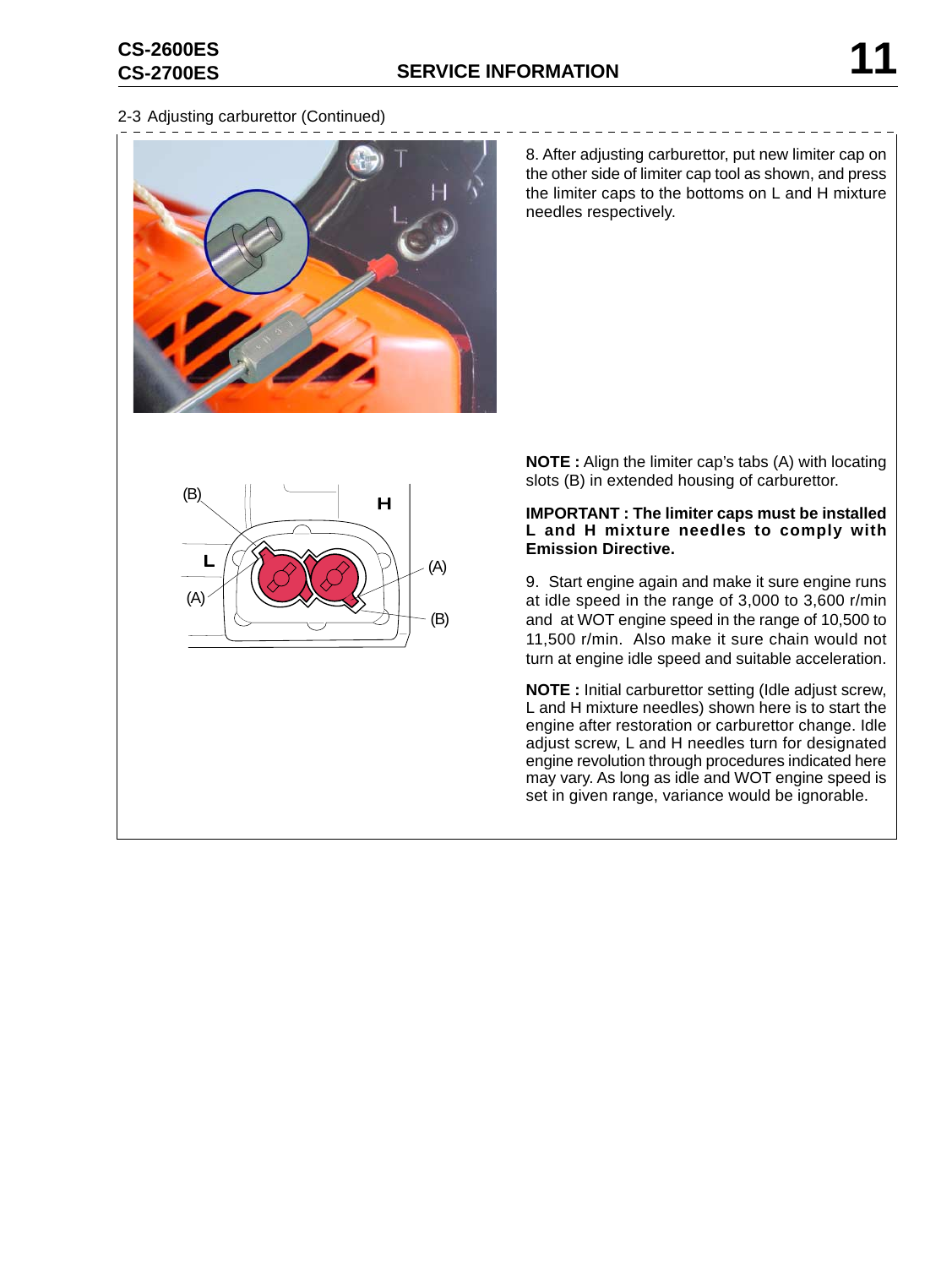2-3 Adjusting carburettor (Continued)

8. After adjusting carburettor, put new limiter cap on the other side of limiter cap tool as shown, and press the limiter caps to the bottoms on L and H mixture needles respectively.

(B)
H
L
(A)
(A)
(B)

**NOTE :** Align the limiter cap's tabs (A) with locating slots (B) in extended housing of carburettor.

**IMPORTANT : The limiter caps must be installed L and H mixture needles to comply with Emission Directive.**

9. Start engine again and make it sure engine runs at idle speed in the range of 3,000 to 3,600 r/min and at WOT engine speed in the range of 10,500 to 11,500 r/min. Also make it sure chain would not turn at engine idle speed and suitable acceleration.

**NOTE :** Initial carburettor setting (Idle adjust screw, L and H mixture needles) shown here is to start the engine after restoration or carburettor change. Idle adjust screw, L and H needles turn for designated engine revolution through procedures indicated here may vary. As long as idle and WOT engine speed is set in given range, variance would be ignorable.